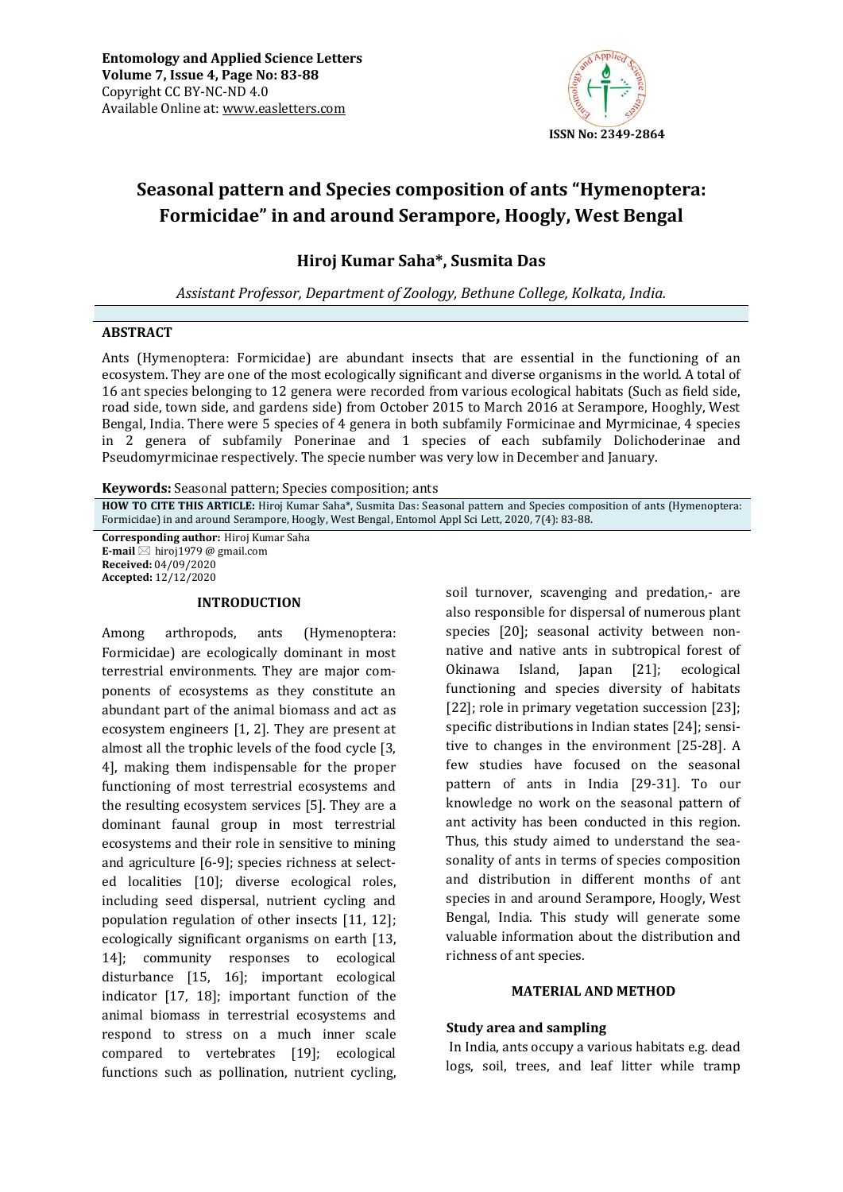Entomology and Applied Science Letters
Volume 7, Issue 4, Page No: 83-88
Copyright CC BY-NC-ND 4.0
Available Online at: www.easletters.com

ISSN No: 2349-2864

# Seasonal pattern and Species composition of ants "Hymenoptera: Formicidae" in and around Serampore, Hoogly, West Bengal

## Hiroj Kumar Saha*, Susmita Das

*Assistant Professor, Department of Zoology, Bethune College, Kolkata, India.*

### ABSTRACT

Ants (Hymenoptera: Formicidae) are abundant insects that are essential in the functioning of an ecosystem. They are one of the most ecologically significant and diverse organisms in the world. A total of 16 ant species belonging to 12 genera were recorded from various ecological habitats (Such as field side, road side, town side, and gardens side) from October 2015 to March 2016 at Serampore, Hooghly, West Bengal, India. There were 5 species of 4 genera in both subfamily Formicinae and Myrmicinae, 4 species in 2 genera of subfamily Ponerinae and 1 species of each subfamily Dolichoderinae and Pseudomyrmicinae respectively. The specie number was very low in December and January.

**Keywords:** Seasonal pattern; Species composition; ants

**HOW TO CITE THIS ARTICLE:** Hiroj Kumar Saha*, Susmita Das: Seasonal pattern and Species composition of ants (Hymenoptera: Formicidae) in and around Serampore, Hoogly, West Bengal, Entomol Appl Sci Lett, 2020, 7(4): 83-88.

**Corresponding author:** Hiroj Kumar Saha
**E-mail** ✉ hiroj1979 @ gmail.com
**Received:** 04/09/2020
**Accepted:** 12/12/2020

### INTRODUCTION

Among arthropods, ants (Hymenoptera: Formicidae) are ecologically dominant in most terrestrial environments. They are major components of ecosystems as they constitute an abundant part of the animal biomass and act as ecosystem engineers [1, 2]. They are present at almost all the trophic levels of the food cycle [3, 4], making them indispensable for the proper functioning of most terrestrial ecosystems and the resulting ecosystem services [5]. They are a dominant faunal group in most terrestrial ecosystems and their role in sensitive to mining and agriculture [6-9]; species richness at selected localities [10]; diverse ecological roles, including seed dispersal, nutrient cycling and population regulation of other insects [11, 12]; ecologically significant organisms on earth [13, 14]; community responses to ecological disturbance [15, 16]; important ecological indicator [17, 18]; important function of the animal biomass in terrestrial ecosystems and respond to stress on a much inner scale compared to vertebrates [19]; ecological functions such as pollination, nutrient cycling, soil turnover, scavenging and predation,- are also responsible for dispersal of numerous plant species [20]; seasonal activity between non-native and native ants in subtropical forest of Okinawa Island, Japan [21]; ecological functioning and species diversity of habitats [22]; role in primary vegetation succession [23]; specific distributions in Indian states [24]; sensitive to changes in the environment [25-28]. A few studies have focused on the seasonal pattern of ants in India [29-31]. To our knowledge no work on the seasonal pattern of ant activity has been conducted in this region. Thus, this study aimed to understand the seasonality of ants in terms of species composition and distribution in different months of ant species in and around Serampore, Hoogly, West Bengal, India. This study will generate some valuable information about the distribution and richness of ant species.

### MATERIAL AND METHOD

#### Study area and sampling

In India, ants occupy a various habitats e.g. dead logs, soil, trees, and leaf litter while tramp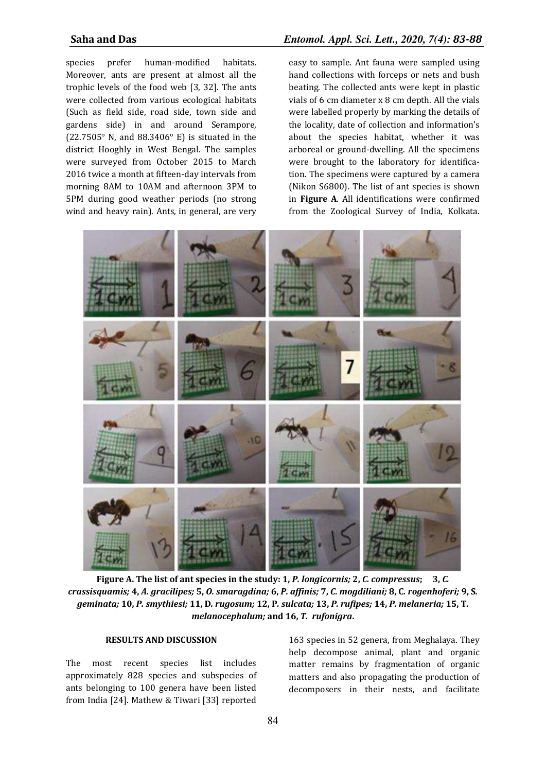species prefer human-modified habitats. Moreover, ants are present at almost all the trophic levels of the food web [3, 32]. The ants were collected from various ecological habitats (Such as field side, road side, town side and gardens side) in and around Serampore, (22.7505° N, and 88.3406° E) is situated in the district Hooghly in West Bengal. The samples were surveyed from October 2015 to March 2016 twice a month at fifteen-day intervals from morning 8AM to 10AM and afternoon 3PM to 5PM during good weather periods (no strong wind and heavy rain). Ants, in general, are very easy to sample. Ant fauna were sampled using hand collections with forceps or nets and bush beating. The collected ants were kept in plastic vials of 6 cm diameter x 8 cm depth. All the vials were labelled properly by marking the details of the locality, date of collection and information's about the species habitat, whether it was arboreal or ground-dwelling. All the specimens were brought to the laboratory for identification. The specimens were captured by a camera (Nikon S6800). The list of ant species is shown in **Figure A**. All identifications were confirmed from the Zoological Survey of India, Kolkata.

**Figure A. The list of ant species in the study: 1, *P. longicornis;* 2, *C. compressus*; 3, *C. crassisquamis;* 4, *A. gracilipes;* 5, *O. smaragdina;* 6, *P. affinis;* 7, *C. mogdiliani;* 8, C. *rogenhoferi;* 9, S. *geminata;* 10, *P. smythiesi;* 11, D. *rugosum;* 12, P. *sulcata;* 13, *P. rufipes;* 14, *P. melaneria;* 15, T. *melanocephalum;* and 16, *T. rufonigra*.**

## RESULTS AND DISCUSSION

The most recent species list includes approximately 828 species and subspecies of ants belonging to 100 genera have been listed from India [24]. Mathew & Tiwari [33] reported 163 species in 52 genera, from Meghalaya. They help decompose animal, plant and organic matter remains by fragmentation of organic matters and also propagating the production of decomposers in their nests, and facilitate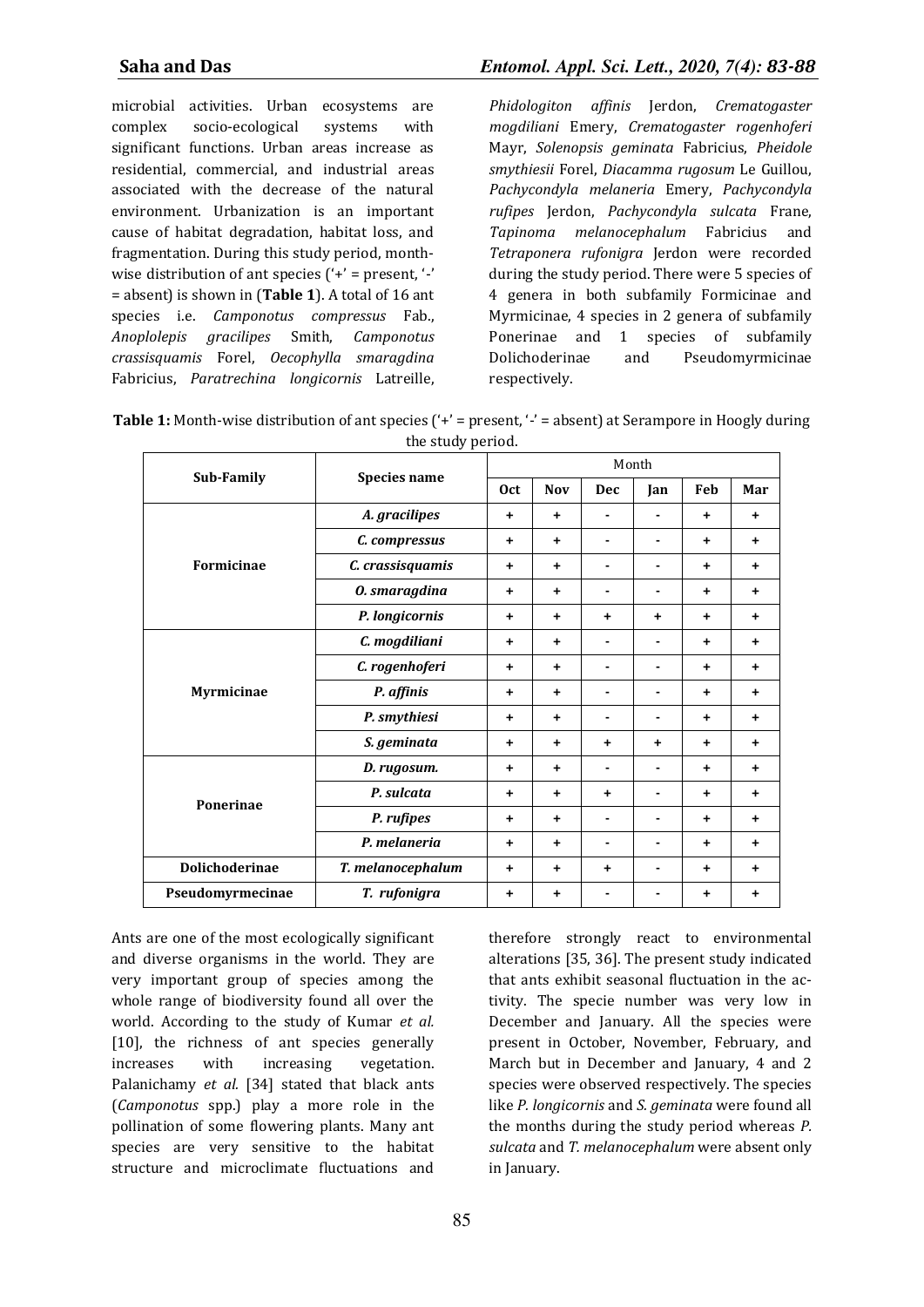microbial activities. Urban ecosystems are complex socio-ecological systems with significant functions. Urban areas increase as residential, commercial, and industrial areas associated with the decrease of the natural environment. Urbanization is an important cause of habitat degradation, habitat loss, and fragmentation. During this study period, month-wise distribution of ant species ('+' = present, '-' = absent) is shown in (**Table 1**). A total of 16 ant species i.e. *Camponotus compressus* Fab., *Anoplolepis gracilipes* Smith, *Camponotus crassisquamis* Forel, *Oecophylla smaragdina* Fabricius, *Paratrechina longicornis* Latreille, *Phidologiton affinis* Jerdon, *Crematogaster mogdiliani* Emery, *Crematogaster rogenhoferi* Mayr, *Solenopsis geminata* Fabricius, *Pheidole smythiesii* Forel, *Diacamma rugosum* Le Guillou, *Pachycondyla melaneria* Emery, *Pachycondyla rufipes* Jerdon, *Pachycondyla sulcata* Frane, *Tapinoma melanocephalum* Fabricius and *Tetraponera rufonigra* Jerdon were recorded during the study period. There were 5 species of 4 genera in both subfamily Formicinae and Myrmicinae, 4 species in 2 genera of subfamily Ponerinae and 1 species of subfamily Dolichoderinae and Pseudomyrmicinae respectively.

**Table 1:** Month-wise distribution of ant species ('+' = present, '-' = absent) at Serampore in Hoogly during the study period.

| Sub-Family | Species name | Month | | | | | |
|---|---|---|---|---|---|---|---|
| | | Oct | Nov | Dec | Jan | Feb | Mar |
| Formicinae | *A. gracilipes* | + | + | - | - | + | + |
| | *C. compressus* | + | + | - | - | + | + |
| | *C. crassisquamis* | + | + | - | - | + | + |
| | *O. smaragdina* | + | + | - | - | + | + |
| | *P. longicornis* | + | + | + | + | + | + |
| Myrmicinae | *C. mogdiliani* | + | + | - | - | + | + |
| | *C. rogenhoferi* | + | + | - | - | + | + |
| | *P. affinis* | + | + | - | - | + | + |
| | *P. smythiesi* | + | + | - | - | + | + |
| | *S. geminata* | + | + | + | + | + | + |
| Ponerinae | *D. rugosum.* | + | + | - | - | + | + |
| | *P. sulcata* | + | + | + | - | + | + |
| | *P. rufipes* | + | + | - | - | + | + |
| | *P. melaneria* | + | + | - | - | + | + |
| Dolichoderinae | *T. melanocephalum* | + | + | + | - | + | + |
| Pseudomyrmecinae | *T. rufonigra* | + | + | - | - | + | + |

Ants are one of the most ecologically significant and diverse organisms in the world. They are very important group of species among the whole range of biodiversity found all over the world. According to the study of Kumar *et al.* [10], the richness of ant species generally increases with increasing vegetation. Palanichamy *et al.* [34] stated that black ants (*Camponotus* spp.) play a more role in the pollination of some flowering plants. Many ant species are very sensitive to the habitat structure and microclimate fluctuations and therefore strongly react to environmental alterations [35, 36]. The present study indicated that ants exhibit seasonal fluctuation in the activity. The specie number was very low in December and January. All the species were present in October, November, February, and March but in December and January, 4 and 2 species were observed respectively. The species like *P. longicornis* and *S. geminata* were found all the months during the study period whereas *P. sulcata* and *T. melanocephalum* were absent only in January.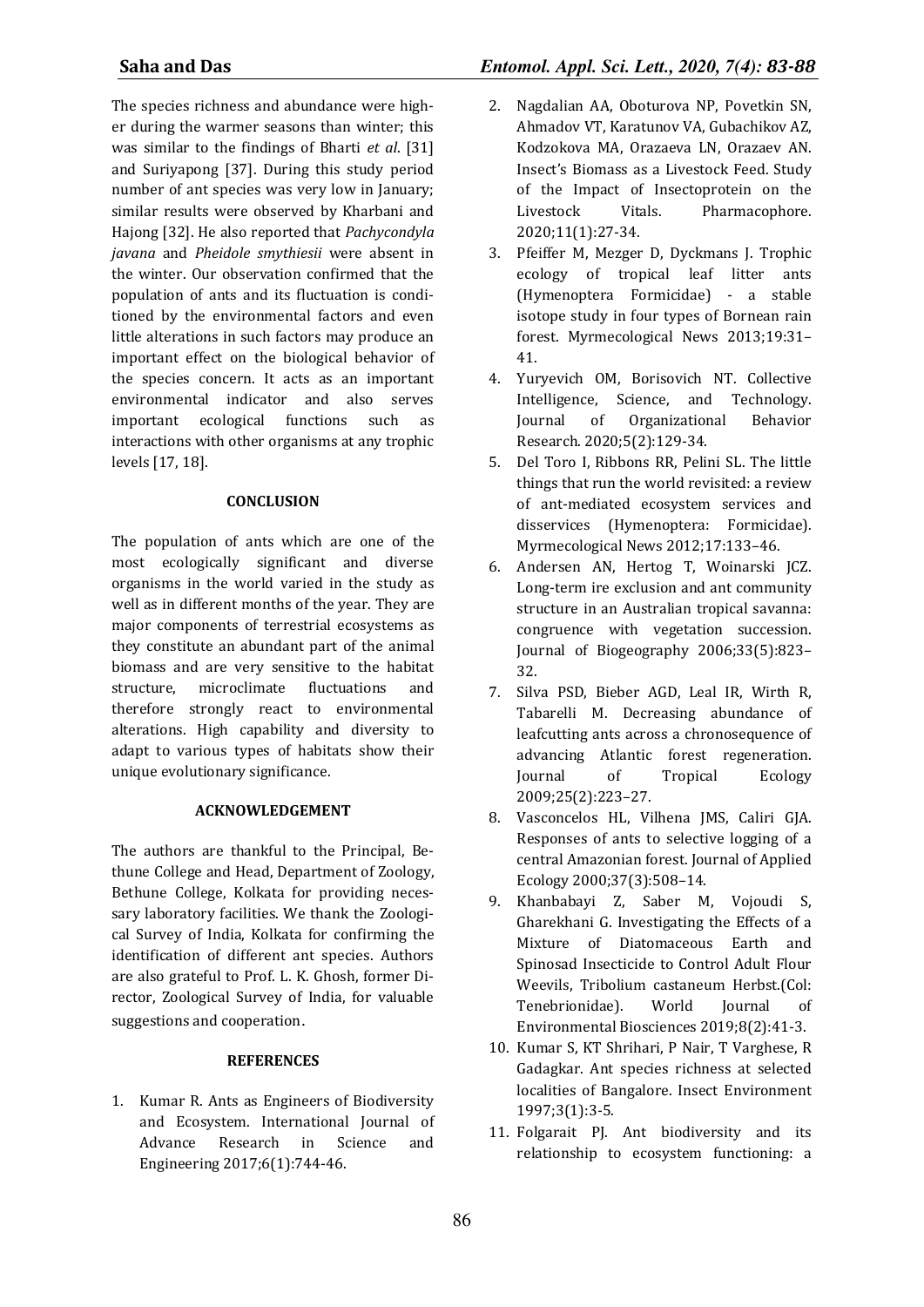The species richness and abundance were higher during the warmer seasons than winter; this was similar to the findings of Bharti *et al*. [31] and Suriyapong [37]. During this study period number of ant species was very low in January; similar results were observed by Kharbani and Hajong [32]. He also reported that *Pachycondyla javana* and *Pheidole smythiesii* were absent in the winter. Our observation confirmed that the population of ants and its fluctuation is conditioned by the environmental factors and even little alterations in such factors may produce an important effect on the biological behavior of the species concern. It acts as an important environmental indicator and also serves important ecological functions such as interactions with other organisms at any trophic levels [17, 18].

## CONCLUSION

The population of ants which are one of the most ecologically significant and diverse organisms in the world varied in the study as well as in different months of the year. They are major components of terrestrial ecosystems as they constitute an abundant part of the animal biomass and are very sensitive to the habitat structure, microclimate fluctuations and therefore strongly react to environmental alterations. High capability and diversity to adapt to various types of habitats show their unique evolutionary significance.

## ACKNOWLEDGEMENT

The authors are thankful to the Principal, Bethune College and Head, Department of Zoology, Bethune College, Kolkata for providing necessary laboratory facilities. We thank the Zoological Survey of India, Kolkata for confirming the identification of different ant species. Authors are also grateful to Prof. L. K. Ghosh, former Director, Zoological Survey of India, for valuable suggestions and cooperation.

## REFERENCES

1. Kumar R. Ants as Engineers of Biodiversity and Ecosystem. International Journal of Advance Research in Science and Engineering 2017;6(1):744-46.
2. Nagdalian AA, Oboturova NP, Povetkin SN, Ahmadov VT, Karatunov VA, Gubachikov AZ, Kodzokova MA, Orazaeva LN, Orazaev AN. Insect's Biomass as a Livestock Feed. Study of the Impact of Insectoprotein on the Livestock Vitals. Pharmacophore. 2020;11(1):27-34.
3. Pfeiffer M, Mezger D, Dyckmans J. Trophic ecology of tropical leaf litter ants (Hymenoptera Formicidae) - a stable isotope study in four types of Bornean rain forest. Myrmecological News 2013;19:31–41.
4. Yuryevich OM, Borisovich NT. Collective Intelligence, Science, and Technology. Journal of Organizational Behavior Research. 2020;5(2):129-34.
5. Del Toro I, Ribbons RR, Pelini SL. The little things that run the world revisited: a review of ant-mediated ecosystem services and disservices (Hymenoptera: Formicidae). Myrmecological News 2012;17:133–46.
6. Andersen AN, Hertog T, Woinarski JCZ. Long-term ire exclusion and ant community structure in an Australian tropical savanna: congruence with vegetation succession. Journal of Biogeography 2006;33(5):823–32.
7. Silva PSD, Bieber AGD, Leal IR, Wirth R, Tabarelli M. Decreasing abundance of leafcutting ants across a chronosequence of advancing Atlantic forest regeneration. Journal of Tropical Ecology 2009;25(2):223–27.
8. Vasconcelos HL, Vilhena JMS, Caliri GJA. Responses of ants to selective logging of a central Amazonian forest. Journal of Applied Ecology 2000;37(3):508–14.
9. Khanbabayi Z, Saber M, Vojoudi S, Gharekhani G. Investigating the Effects of a Mixture of Diatomaceous Earth and Spinosad Insecticide to Control Adult Flour Weevils, Tribolium castaneum Herbst.(Col: Tenebrionidae). World Journal of Environmental Biosciences 2019;8(2):41-3.
10. Kumar S, KT Shrihari, P Nair, T Varghese, R Gadagkar. Ant species richness at selected localities of Bangalore. Insect Environment 1997;3(1):3-5.
11. Folgarait PJ. Ant biodiversity and its relationship to ecosystem functioning: a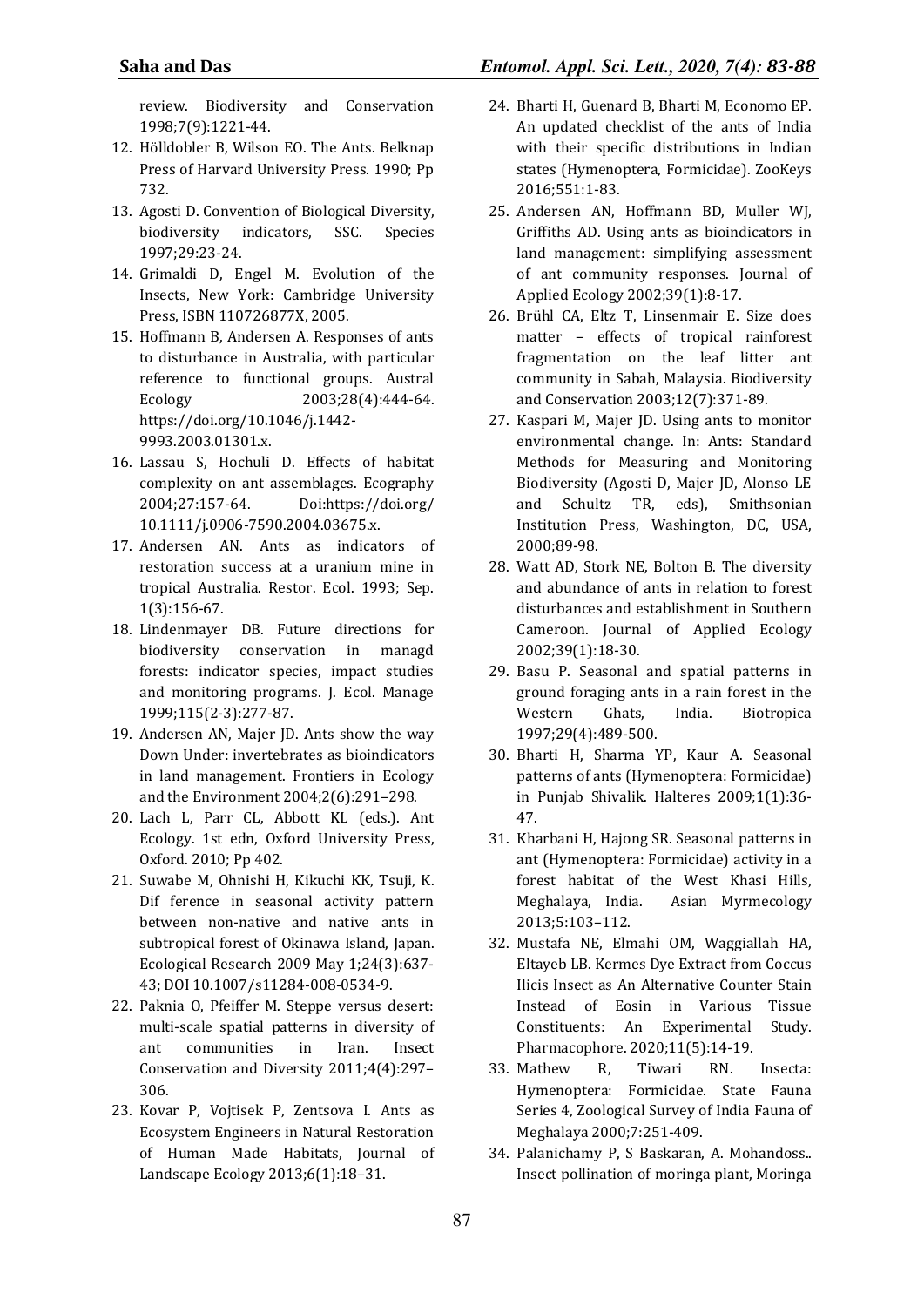review. Biodiversity and Conservation 1998;7(9):1221-44.

12. Hölldobler B, Wilson EO. The Ants. Belknap Press of Harvard University Press. 1990; Pp 732.
13. Agosti D. Convention of Biological Diversity, biodiversity indicators, SSC. Species 1997;29:23-24.
14. Grimaldi D, Engel M. Evolution of the Insects, New York: Cambridge University Press, ISBN 110726877X, 2005.
15. Hoffmann B, Andersen A. Responses of ants to disturbance in Australia, with particular reference to functional groups. Austral Ecology 2003;28(4):444-64. https://doi.org/10.1046/j.1442-9993.2003.01301.x.
16. Lassau S, Hochuli D. Effects of habitat complexity on ant assemblages. Ecography 2004;27:157-64. Doi:https://doi.org/10.1111/j.0906-7590.2004.03675.x.
17. Andersen AN. Ants as indicators of restoration success at a uranium mine in tropical Australia. Restor. Ecol. 1993; Sep. 1(3):156-67.
18. Lindenmayer DB. Future directions for biodiversity conservation in managd forests: indicator species, impact studies and monitoring programs. J. Ecol. Manage 1999;115(2-3):277-87.
19. Andersen AN, Majer JD. Ants show the way Down Under: invertebrates as bioindicators in land management. Frontiers in Ecology and the Environment 2004;2(6):291–298.
20. Lach L, Parr CL, Abbott KL (eds.). Ant Ecology. 1st edn, Oxford University Press, Oxford. 2010; Pp 402.
21. Suwabe M, Ohnishi H, Kikuchi KK, Tsuji, K. Dif ference in seasonal activity pattern between non-native and native ants in subtropical forest of Okinawa Island, Japan. Ecological Research 2009 May 1;24(3):637-43; DOI 10.1007/s11284-008-0534-9.
22. Paknia O, Pfeiffer M. Steppe versus desert: multi-scale spatial patterns in diversity of ant communities in Iran. Insect Conservation and Diversity 2011;4(4):297–306.
23. Kovar P, Vojtisek P, Zentsova I. Ants as Ecosystem Engineers in Natural Restoration of Human Made Habitats, Journal of Landscape Ecology 2013;6(1):18–31.
24. Bharti H, Guenard B, Bharti M, Economo EP. An updated checklist of the ants of India with their specific distributions in Indian states (Hymenoptera, Formicidae). ZooKeys 2016;551:1-83.
25. Andersen AN, Hoffmann BD, Muller WJ, Griffiths AD. Using ants as bioindicators in land management: simplifying assessment of ant community responses. Journal of Applied Ecology 2002;39(1):8-17.
26. Brühl CA, Eltz T, Linsenmair E. Size does matter – effects of tropical rainforest fragmentation on the leaf litter ant community in Sabah, Malaysia. Biodiversity and Conservation 2003;12(7):371-89.
27. Kaspari M, Majer JD. Using ants to monitor environmental change. In: Ants: Standard Methods for Measuring and Monitoring Biodiversity (Agosti D, Majer JD, Alonso LE and Schultz TR, eds), Smithsonian Institution Press, Washington, DC, USA, 2000;89-98.
28. Watt AD, Stork NE, Bolton B. The diversity and abundance of ants in relation to forest disturbances and establishment in Southern Cameroon. Journal of Applied Ecology 2002;39(1):18-30.
29. Basu P. Seasonal and spatial patterns in ground foraging ants in a rain forest in the Western Ghats, India. Biotropica 1997;29(4):489-500.
30. Bharti H, Sharma YP, Kaur A. Seasonal patterns of ants (Hymenoptera: Formicidae) in Punjab Shivalik. Halteres 2009;1(1):36-47.
31. Kharbani H, Hajong SR. Seasonal patterns in ant (Hymenoptera: Formicidae) activity in a forest habitat of the West Khasi Hills, Meghalaya, India. Asian Myrmecology 2013;5:103–112.
32. Mustafa NE, Elmahi OM, Waggiallah HA, Eltayeb LB. Kermes Dye Extract from Coccus Ilicis Insect as An Alternative Counter Stain Instead of Eosin in Various Tissue Constituents: An Experimental Study. Pharmacophore. 2020;11(5):14-19.
33. Mathew R, Tiwari RN. Insecta: Hymenoptera: Formicidae. State Fauna Series 4, Zoological Survey of India Fauna of Meghalaya 2000;7:251-409.
34. Palanichamy P, S Baskaran, A. Mohandoss.. Insect pollination of moringa plant, Moringa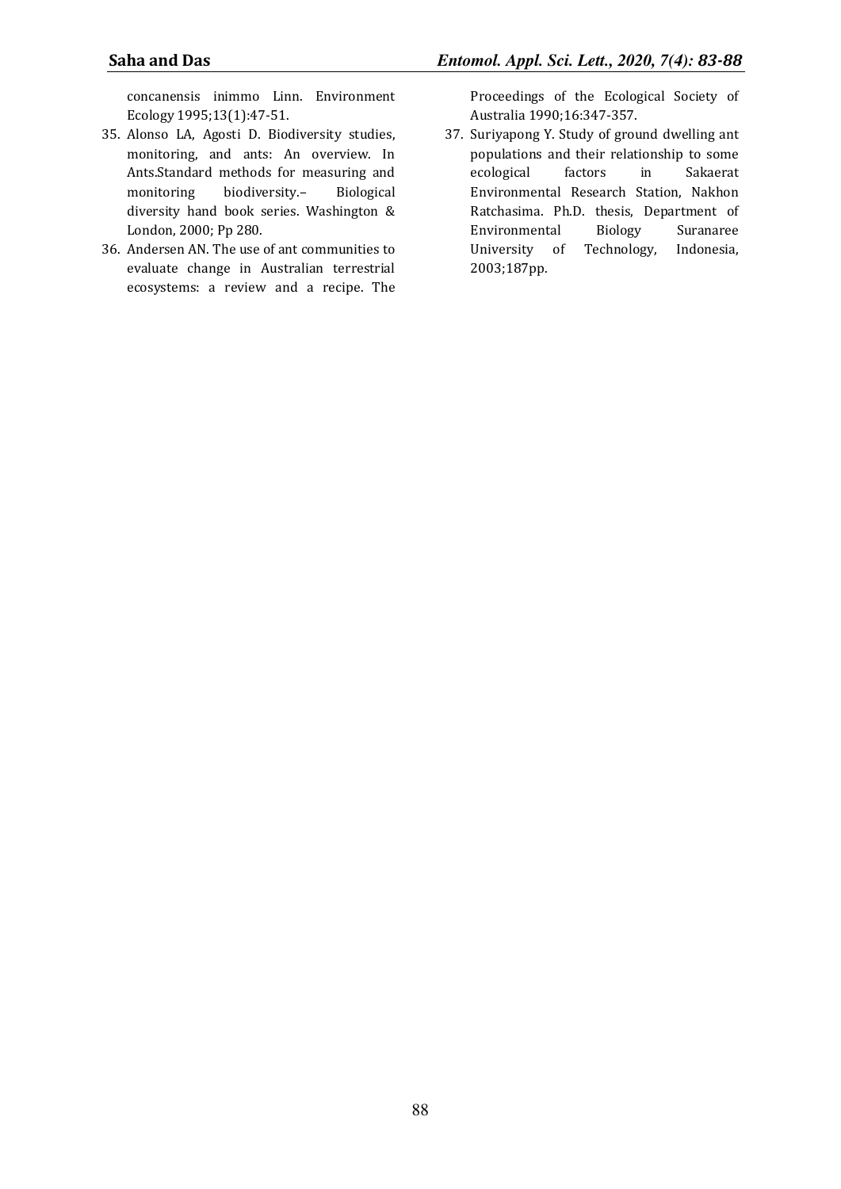concanensis inimmo Linn. Environment Ecology 1995;13(1):47-51.

35. Alonso LA, Agosti D. Biodiversity studies, monitoring, and ants: An overview. In Ants.Standard methods for measuring and monitoring biodiversity.– Biological diversity hand book series. Washington & London, 2000; Pp 280.
36. Andersen AN. The use of ant communities to evaluate change in Australian terrestrial ecosystems: a review and a recipe. The Proceedings of the Ecological Society of Australia 1990;16:347-357.
37. Suriyapong Y. Study of ground dwelling ant populations and their relationship to some ecological factors in Sakaerat Environmental Research Station, Nakhon Ratchasima. Ph.D. thesis, Department of Environmental Biology Suranaree University of Technology, Indonesia, 2003;187pp.